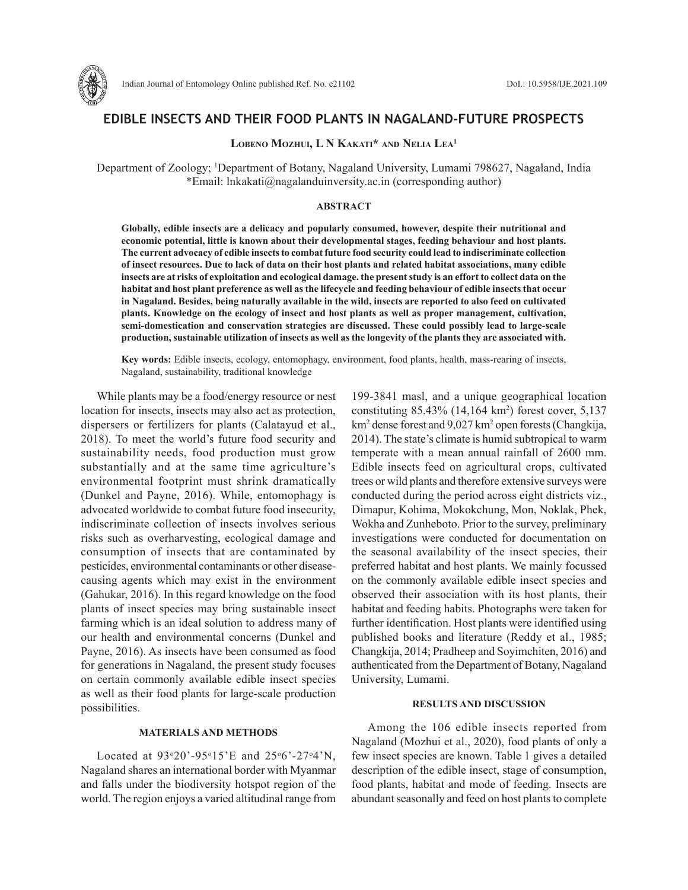# EDIBLE INSECTS AND THEIR FOOD PLANTS IN NAGALAND-FUTURE PROSPECTS

**Lobeno Mozhui, L N Kakati\* and Nelia Lea[1]**

Department of Zoology; [1]Department of Botany, Nagaland University, Lumami 798627, Nagaland, India
\*Email: lnkakati@nagalanduinversity.ac.in (corresponding author)

## ABSTRACT

**Globally, edible insects are a delicacy and popularly consumed, however, despite their nutritional and economic potential, little is known about their developmental stages, feeding behaviour and host plants. The current advocacy of edible insects to combat future food security could lead to indiscriminate collection of insect resources. Due to lack of data on their host plants and related habitat associations, many edible insects are at risks of exploitation and ecological damage. the present study is an effort to collect data on the habitat and host plant preference as well as the lifecycle and feeding behaviour of edible insects that occur in Nagaland. Besides, being naturally available in the wild, insects are reported to also feed on cultivated plants. Knowledge on the ecology of insect and host plants as well as proper management, cultivation, semi-domestication and conservation strategies are discussed. These could possibly lead to large-scale production, sustainable utilization of insects as well as the longevity of the plants they are associated with.**

**Key words:** Edible insects, ecology, entomophagy, environment, food plants, health, mass-rearing of insects, Nagaland, sustainability, traditional knowledge

While plants may be a food/energy resource or nest location for insects, insects may also act as protection, dispersers or fertilizers for plants (Calatayud et al., 2018). To meet the world's future food security and sustainability needs, food production must grow substantially and at the same time agriculture's environmental footprint must shrink dramatically (Dunkel and Payne, 2016). While, entomophagy is advocated worldwide to combat future food insecurity, indiscriminate collection of insects involves serious risks such as overharvesting, ecological damage and consumption of insects that are contaminated by pesticides, environmental contaminants or other disease-causing agents which may exist in the environment (Gahukar, 2016). In this regard knowledge on the food plants of insect species may bring sustainable insect farming which is an ideal solution to address many of our health and environmental concerns (Dunkel and Payne, 2016). As insects have been consumed as food for generations in Nagaland, the present study focuses on certain commonly available edible insect species as well as their food plants for large-scale production possibilities.

## MATERIALS AND METHODS

Located at 93°20'-95°15'E and 25°6'-27°4'N, Nagaland shares an international border with Myanmar and falls under the biodiversity hotspot region of the world. The region enjoys a varied altitudinal range from 199-3841 masl, and a unique geographical location constituting 85.43% (14,164 km$^2$) forest cover, 5,137 km$^2$ dense forest and 9,027 km$^2$ open forests (Changkija, 2014). The state's climate is humid subtropical to warm temperate with a mean annual rainfall of 2600 mm. Edible insects feed on agricultural crops, cultivated trees or wild plants and therefore extensive surveys were conducted during the period across eight districts viz., Dimapur, Kohima, Mokokchung, Mon, Noklak, Phek, Wokha and Zunheboto. Prior to the survey, preliminary investigations were conducted for documentation on the seasonal availability of the insect species, their preferred habitat and host plants. We mainly focussed on the commonly available edible insect species and observed their association with its host plants, their habitat and feeding habits. Photographs were taken for further identification. Host plants were identified using published books and literature (Reddy et al., 1985; Changkija, 2014; Pradheep and Soyimchiten, 2016) and authenticated from the Department of Botany, Nagaland University, Lumami.

## RESULTS AND DISCUSSION

Among the 106 edible insects reported from Nagaland (Mozhui et al., 2020), food plants of only a few insect species are known. Table 1 gives a detailed description of the edible insect, stage of consumption, food plants, habitat and mode of feeding. Insects are abundant seasonally and feed on host plants to complete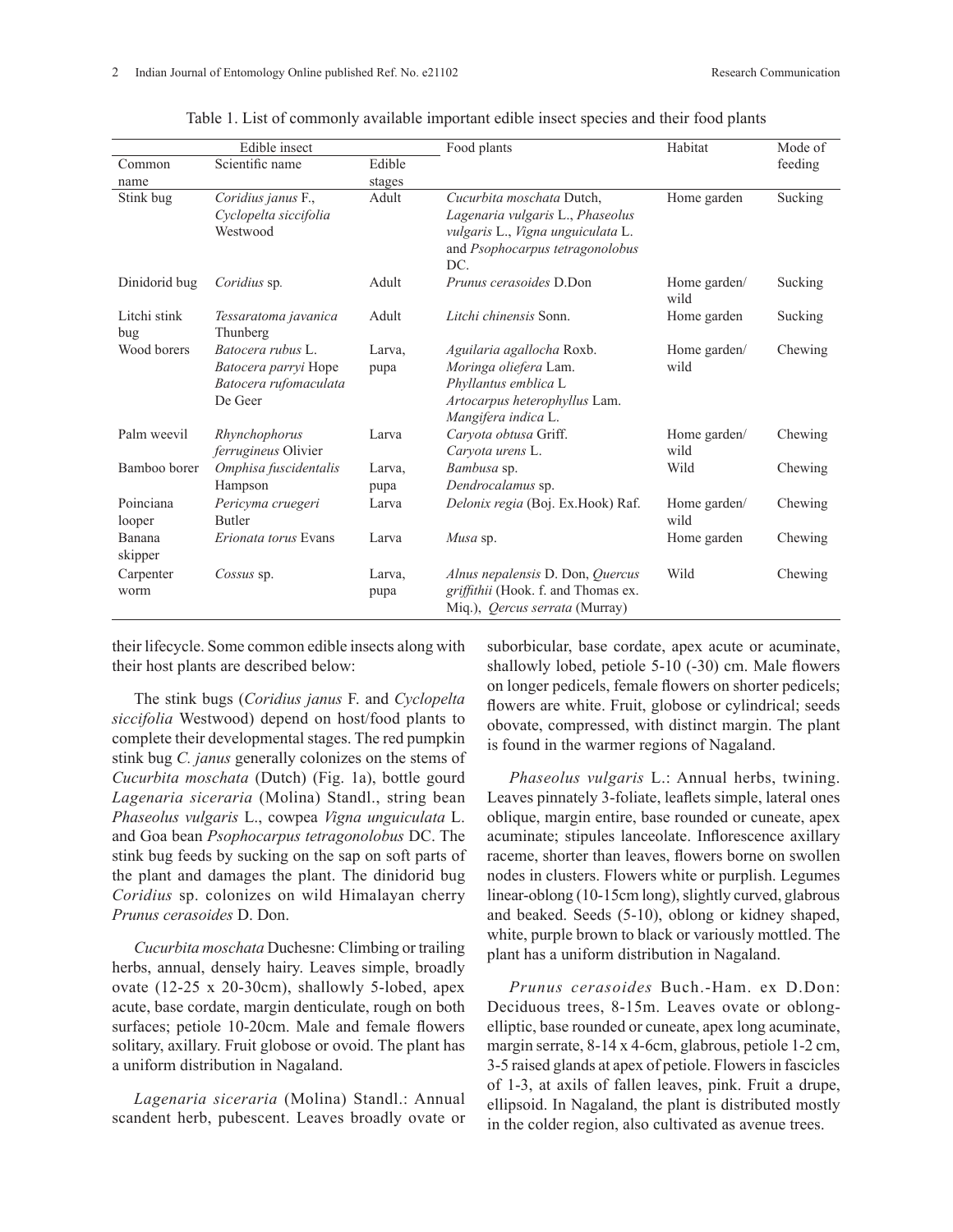Table 1. List of commonly available important edible insect species and their food plants

| Edible insect | | | Food plants | Habitat | Mode of feeding |
|---|---|---|---|---|---|
| Common name | Scientific name | Edible stages | | | |
| Stink bug | *Coridius janus* F., *Cyclopelta siccifolia* Westwood | Adult | *Cucurbita moschata* Dutch, *Lagenaria vulgaris* L., *Phaseolus vulgaris* L., *Vigna unguiculata* L. and *Psophocarpus tetragonolobus* DC. | Home garden | Sucking |
| Dinidorid bug | *Coridius* sp. | Adult | *Prunus cerasoides* D.Don | Home garden/ wild | Sucking |
| Litchi stink bug | *Tessaratoma javanica* Thunberg | Adult | *Litchi chinensis* Sonn. | Home garden | Sucking |
| Wood borers | *Batocera rubus* L. *Batocera parryi* Hope *Batocera rufomaculata* De Geer | Larva, pupa | *Aguilaria agallocha* Roxb. *Moringa oliefera* Lam. *Phyllantus emblica* L *Artocarpus heterophyllus* Lam. *Mangifera indica* L. | Home garden/ wild | Chewing |
| Palm weevil | *Rhynchophorus ferrugineus* Olivier | Larva | *Caryota obtusa* Griff. *Caryota urens* L. | Home garden/ wild | Chewing |
| Bamboo borer | *Omphisa fuscidentalis* Hampson | Larva, pupa | *Bambusa* sp. *Dendrocalamus* sp. | Wild | Chewing |
| Poinciana looper | *Pericyma cruegeri* Butler | Larva | *Delonix regia* (Boj. Ex.Hook) Raf. | Home garden/ wild | Chewing |
| Banana skipper | *Erionota torus* Evans | Larva | *Musa* sp. | Home garden | Chewing |
| Carpenter worm | *Cossus* sp. | Larva, pupa | *Alnus nepalensis* D. Don, *Quercus griffithii* (Hook. f. and Thomas ex. Miq.), *Qercus serrata* (Murray) | Wild | Chewing |

their lifecycle. Some common edible insects along with their host plants are described below:

The stink bugs (*Coridius janus* F. and *Cyclopelta siccifolia* Westwood) depend on host/food plants to complete their developmental stages. The red pumpkin stink bug *C. janus* generally colonizes on the stems of *Cucurbita moschata* (Dutch) (Fig. 1a), bottle gourd *Lagenaria siceraria* (Molina) Standl., string bean *Phaseolus vulgaris* L., cowpea *Vigna unguiculata* L. and Goa bean *Psophocarpus tetragonolobus* DC. The stink bug feeds by sucking on the sap on soft parts of the plant and damages the plant. The dinidorid bug *Coridius* sp. colonizes on wild Himalayan cherry *Prunus cerasoides* D. Don.

*Cucurbita moschata* Duchesne: Climbing or trailing herbs, annual, densely hairy. Leaves simple, broadly ovate (12-25 x 20-30cm), shallowly 5-lobed, apex acute, base cordate, margin denticulate, rough on both surfaces; petiole 10-20cm. Male and female flowers solitary, axillary. Fruit globose or ovoid. The plant has a uniform distribution in Nagaland.

*Lagenaria siceraria* (Molina) Standl.: Annual scandent herb, pubescent. Leaves broadly ovate or suborbicular, base cordate, apex acute or acuminate, shallowly lobed, petiole 5-10 (-30) cm. Male flowers on longer pedicels, female flowers on shorter pedicels; flowers are white. Fruit, globose or cylindrical; seeds obovate, compressed, with distinct margin. The plant is found in the warmer regions of Nagaland.

*Phaseolus vulgaris* L.: Annual herbs, twining. Leaves pinnately 3-foliate, leaflets simple, lateral ones oblique, margin entire, base rounded or cuneate, apex acuminate; stipules lanceolate. Inflorescence axillary raceme, shorter than leaves, flowers borne on swollen nodes in clusters. Flowers white or purplish. Legumes linear-oblong (10-15cm long), slightly curved, glabrous and beaked. Seeds (5-10), oblong or kidney shaped, white, purple brown to black or variously mottled. The plant has a uniform distribution in Nagaland.

*Prunus cerasoides* Buch.-Ham. ex D.Don: Deciduous trees, 8-15m. Leaves ovate or oblong-elliptic, base rounded or cuneate, apex long acuminate, margin serrate, 8-14 x 4-6cm, glabrous, petiole 1-2 cm, 3-5 raised glands at apex of petiole. Flowers in fascicles of 1-3, at axils of fallen leaves, pink. Fruit a drupe, ellipsoid. In Nagaland, the plant is distributed mostly in the colder region, also cultivated as avenue trees.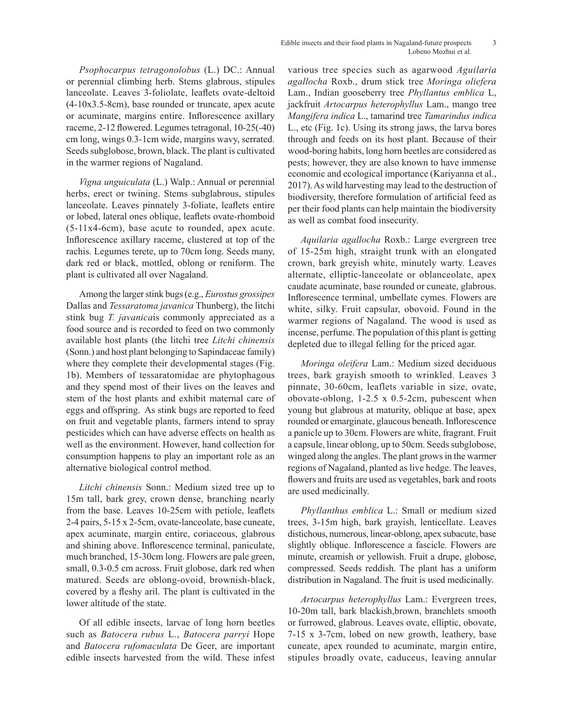*Psophocarpus tetragonolobus* (L.) DC.: Annual or perennial climbing herb. Stems glabrous, stipules lanceolate. Leaves 3-foliolate, leaflets ovate-deltoid (4-10x3.5-8cm), base rounded or truncate, apex acute or acuminate, margins entire. Inflorescence axillary raceme, 2-12 flowered. Legumes tetragonal, 10-25(-40) cm long, wings 0.3-1cm wide, margins wavy, serrated. Seeds subglobose, brown, black. The plant is cultivated in the warmer regions of Nagaland.

*Vigna unguiculata* (L.) Walp.: Annual or perennial herbs, erect or twining. Stems subglabrous, stipules lanceolate. Leaves pinnately 3-foliate, leaflets entire or lobed, lateral ones oblique, leaflets ovate-rhomboid (5-11x4-6cm), base acute to rounded, apex acute. Inflorescence axillary raceme, clustered at top of the rachis. Legumes terete, up to 70cm long. Seeds many, dark red or black, mottled, oblong or reniform. The plant is cultivated all over Nagaland.

Among the larger stink bugs (e.g., *Eurostus grossipes* Dallas and *Tessaratoma javanica* Thunberg), the litchi stink bug *T. javanica*is commonly appreciated as a food source and is recorded to feed on two commonly available host plants (the litchi tree *Litchi chinensis* (Sonn.) and host plant belonging to Sapindaceae family) where they complete their developmental stages (Fig. 1b). Members of tessaratomidae are phytophagous and they spend most of their lives on the leaves and stem of the host plants and exhibit maternal care of eggs and offspring. As stink bugs are reported to feed on fruit and vegetable plants, farmers intend to spray pesticides which can have adverse effects on health as well as the environment. However, hand collection for consumption happens to play an important role as an alternative biological control method.

*Litchi chinensis* Sonn.: Medium sized tree up to 15m tall, bark grey, crown dense, branching nearly from the base. Leaves 10-25cm with petiole, leaflets 2-4 pairs, 5-15 x 2-5cm, ovate-lanceolate, base cuneate, apex acuminate, margin entire, coriaceous, glabrous and shining above. Inflorescence terminal, paniculate, much branched, 15-30cm long. Flowers are pale green, small, 0.3-0.5 cm across. Fruit globose, dark red when matured. Seeds are oblong-ovoid, brownish-black, covered by a fleshy aril. The plant is cultivated in the lower altitude of the state.

Of all edible insects, larvae of long horn beetles such as *Batocera rubus* L., *Batocera parryi* Hope and *Batocera rufomaculata* De Geer, are important edible insects harvested from the wild. These infest various tree species such as agarwood *Aguilaria agallocha* Roxb., drum stick tree *Moringa oliefera* Lam., Indian gooseberry tree *Phyllantus emblica* L, jackfruit *Artocarpus heterophyllus* Lam., mango tree *Mangifera indica* L., tamarind tree *Tamarindus indica* L., etc (Fig. 1c). Using its strong jaws, the larva bores through and feeds on its host plant. Because of their wood-boring habits, long horn beetles are considered as pests; however, they are also known to have immense economic and ecological importance (Kariyanna et al., 2017). As wild harvesting may lead to the destruction of biodiversity, therefore formulation of artificial feed as per their food plants can help maintain the biodiversity as well as combat food insecurity.

*Aquilaria agallocha* Roxb.: Large evergreen tree of 15-25m high, straight trunk with an elongated crown, bark greyish white, minutely warty. Leaves alternate, elliptic-lanceolate or oblanceolate, apex caudate acuminate, base rounded or cuneate, glabrous. Inflorescence terminal, umbellate cymes. Flowers are white, silky. Fruit capsular, obovoid. Found in the warmer regions of Nagaland. The wood is used as incense, perfume. The population of this plant is getting depleted due to illegal felling for the priced agar.

*Moringa oleifera* Lam.: Medium sized deciduous trees, bark grayish smooth to wrinkled. Leaves 3 pinnate, 30-60cm, leaflets variable in size, ovate, obovate-oblong, 1-2.5 x 0.5-2cm, pubescent when young but glabrous at maturity, oblique at base, apex rounded or emarginate, glaucous beneath. Inflorescence a panicle up to 30cm. Flowers are white, fragrant. Fruit a capsule, linear oblong, up to 50cm. Seeds subglobose, winged along the angles. The plant grows in the warmer regions of Nagaland, planted as live hedge. The leaves, flowers and fruits are used as vegetables, bark and roots are used medicinally.

*Phyllanthus emblica* L.: Small or medium sized trees, 3-15m high, bark grayish, lenticellate. Leaves distichous, numerous, linear-oblong, apex subacute, base slightly oblique. Inflorescence a fascicle. Flowers are minute, creamish or yellowish. Fruit a drupe, globose, compressed. Seeds reddish. The plant has a uniform distribution in Nagaland. The fruit is used medicinally.

*Artocarpus heterophyllus* Lam.: Evergreen trees, 10-20m tall, bark blackish,brown, branchlets smooth or furrowed, glabrous. Leaves ovate, elliptic, obovate, 7-15 x 3-7cm, lobed on new growth, leathery, base cuneate, apex rounded to acuminate, margin entire, stipules broadly ovate, caduceus, leaving annular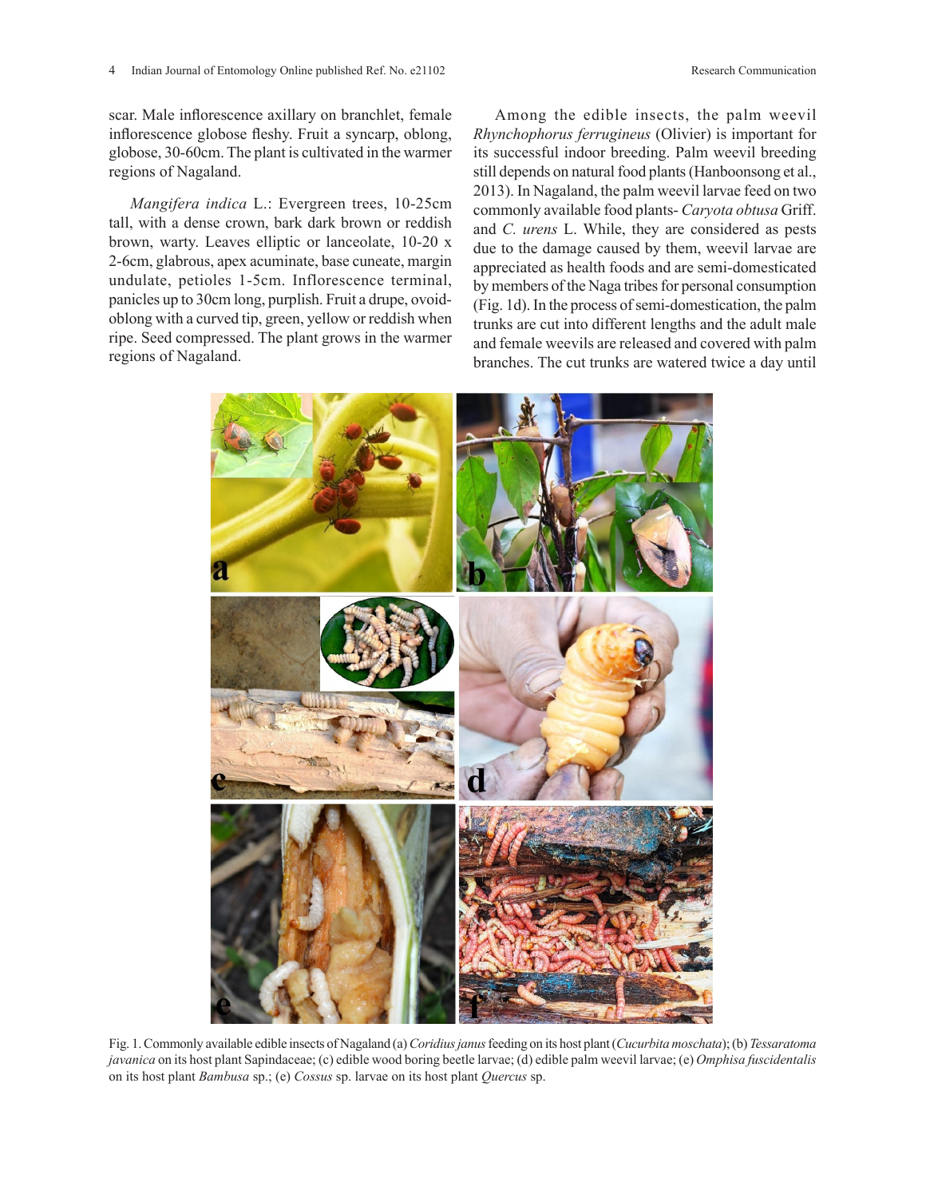scar. Male inflorescence axillary on branchlet, female inflorescence globose fleshy. Fruit a syncarp, oblong, globose, 30-60cm. The plant is cultivated in the warmer regions of Nagaland.

*Mangifera indica* L.: Evergreen trees, 10-25cm tall, with a dense crown, bark dark brown or reddish brown, warty. Leaves elliptic or lanceolate, 10-20 x 2-6cm, glabrous, apex acuminate, base cuneate, margin undulate, petioles 1-5cm. Inflorescence terminal, panicles up to 30cm long, purplish. Fruit a drupe, ovoid-oblong with a curved tip, green, yellow or reddish when ripe. Seed compressed. The plant grows in the warmer regions of Nagaland.

Among the edible insects, the palm weevil *Rhynchophorus ferrugineus* (Olivier) is important for its successful indoor breeding. Palm weevil breeding still depends on natural food plants (Hanboonsong et al., 2013). In Nagaland, the palm weevil larvae feed on two commonly available food plants- *Caryota obtusa* Griff. and *C. urens* L. While, they are considered as pests due to the damage caused by them, weevil larvae are appreciated as health foods and are semi-domesticated by members of the Naga tribes for personal consumption (Fig. 1d). In the process of semi-domestication, the palm trunks are cut into different lengths and the adult male and female weevils are released and covered with palm branches. The cut trunks are watered twice a day until

Fig. 1. Commonly available edible insects of Nagaland (a) *Coridius janus* feeding on its host plant (*Cucurbita moschata*); (b) *Tessaratoma javanica* on its host plant Sapindaceae; (c) edible wood boring beetle larvae; (d) edible palm weevil larvae; (e) *Omphisa fuscidentalis* on its host plant *Bambusa* sp.; (e) *Cossus* sp. larvae on its host plant *Quercus* sp.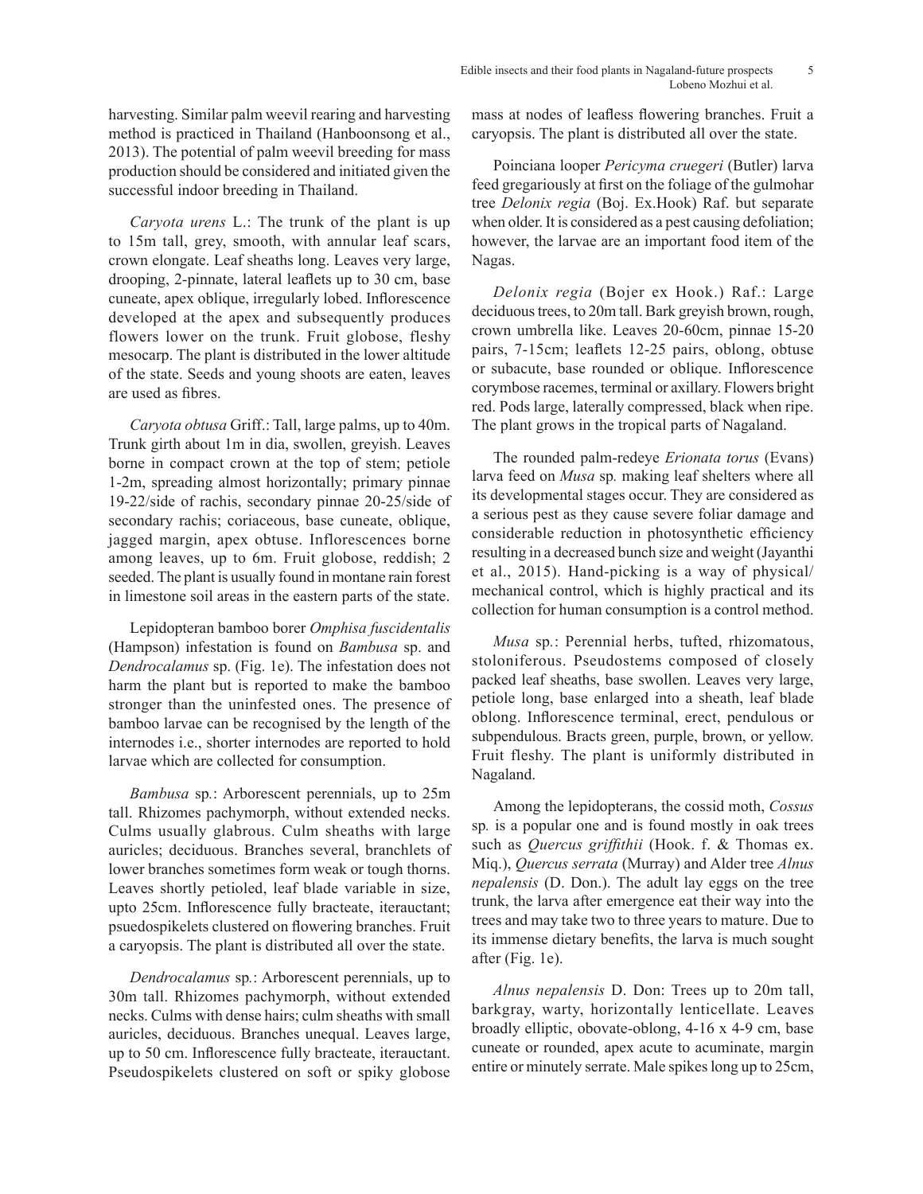harvesting. Similar palm weevil rearing and harvesting method is practiced in Thailand (Hanboonsong et al., 2013). The potential of palm weevil breeding for mass production should be considered and initiated given the successful indoor breeding in Thailand.

*Caryota urens* L.: The trunk of the plant is up to 15m tall, grey, smooth, with annular leaf scars, crown elongate. Leaf sheaths long. Leaves very large, drooping, 2-pinnate, lateral leaflets up to 30 cm, base cuneate, apex oblique, irregularly lobed. Inflorescence developed at the apex and subsequently produces flowers lower on the trunk. Fruit globose, fleshy mesocarp. The plant is distributed in the lower altitude of the state. Seeds and young shoots are eaten, leaves are used as fibres.

*Caryota obtusa* Griff.: Tall, large palms, up to 40m. Trunk girth about 1m in dia, swollen, greyish. Leaves borne in compact crown at the top of stem; petiole 1-2m, spreading almost horizontally; primary pinnae 19-22/side of rachis, secondary pinnae 20-25/side of secondary rachis; coriaceous, base cuneate, oblique, jagged margin, apex obtuse. Inflorescences borne among leaves, up to 6m. Fruit globose, reddish; 2 seeded. The plant is usually found in montane rain forest in limestone soil areas in the eastern parts of the state.

Lepidopteran bamboo borer *Omphisa fuscidentalis* (Hampson) infestation is found on *Bambusa* sp. and *Dendrocalamus* sp. (Fig. 1e). The infestation does not harm the plant but is reported to make the bamboo stronger than the uninfested ones. The presence of bamboo larvae can be recognised by the length of the internodes i.e., shorter internodes are reported to hold larvae which are collected for consumption.

*Bambusa* sp.: Arborescent perennials, up to 25m tall. Rhizomes pachymorph, without extended necks. Culms usually glabrous. Culm sheaths with large auricles; deciduous. Branches several, branchlets of lower branches sometimes form weak or tough thorns. Leaves shortly petioled, leaf blade variable in size, upto 25cm. Inflorescence fully bracteate, iterauctant; psuedospikelets clustered on flowering branches. Fruit a caryopsis. The plant is distributed all over the state.

*Dendrocalamus* sp.: Arborescent perennials, up to 30m tall. Rhizomes pachymorph, without extended necks. Culms with dense hairs; culm sheaths with small auricles, deciduous. Branches unequal. Leaves large, up to 50 cm. Inflorescence fully bracteate, iterauctant. Pseudospikelets clustered on soft or spiky globose mass at nodes of leafless flowering branches. Fruit a caryopsis. The plant is distributed all over the state.

Poinciana looper *Pericyma cruegeri* (Butler) larva feed gregariously at first on the foliage of the gulmohar tree *Delonix regia* (Boj. Ex.Hook) Raf. but separate when older. It is considered as a pest causing defoliation; however, the larvae are an important food item of the Nagas.

*Delonix regia* (Bojer ex Hook.) Raf.: Large deciduous trees, to 20m tall. Bark greyish brown, rough, crown umbrella like. Leaves 20-60cm, pinnae 15-20 pairs, 7-15cm; leaflets 12-25 pairs, oblong, obtuse or subacute, base rounded or oblique. Inflorescence corymbose racemes, terminal or axillary. Flowers bright red. Pods large, laterally compressed, black when ripe. The plant grows in the tropical parts of Nagaland.

The rounded palm-redeye *Erionata torus* (Evans) larva feed on *Musa* sp. making leaf shelters where all its developmental stages occur. They are considered as a serious pest as they cause severe foliar damage and considerable reduction in photosynthetic efficiency resulting in a decreased bunch size and weight (Jayanthi et al., 2015). Hand-picking is a way of physical/mechanical control, which is highly practical and its collection for human consumption is a control method.

*Musa* sp.: Perennial herbs, tufted, rhizomatous, stoloniferous. Pseudostems composed of closely packed leaf sheaths, base swollen. Leaves very large, petiole long, base enlarged into a sheath, leaf blade oblong. Inflorescence terminal, erect, pendulous or subpendulous. Bracts green, purple, brown, or yellow. Fruit fleshy. The plant is uniformly distributed in Nagaland.

Among the lepidopterans, the cossid moth, *Cossus* sp. is a popular one and is found mostly in oak trees such as *Quercus griffithii* (Hook. f. & Thomas ex. Miq.), *Quercus serrata* (Murray) and Alder tree *Alnus nepalensis* (D. Don.). The adult lay eggs on the tree trunk, the larva after emergence eat their way into the trees and may take two to three years to mature. Due to its immense dietary benefits, the larva is much sought after (Fig. 1e).

*Alnus nepalensis* D. Don: Trees up to 20m tall, barkgray, warty, horizontally lenticellate. Leaves broadly elliptic, obovate-oblong, 4-16 x 4-9 cm, base cuneate or rounded, apex acute to acuminate, margin entire or minutely serrate. Male spikes long up to 25cm,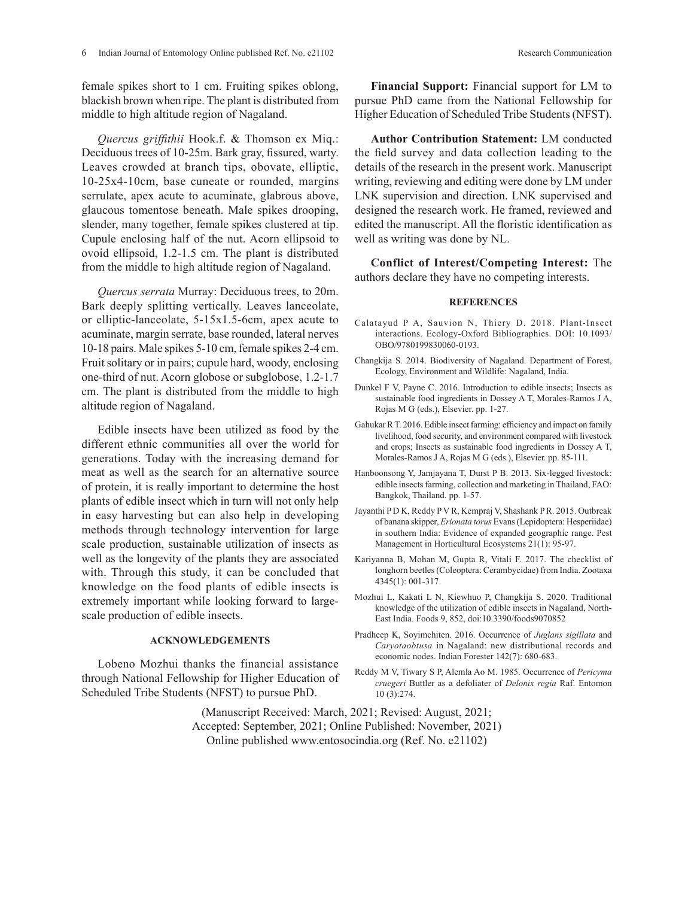female spikes short to 1 cm. Fruiting spikes oblong, blackish brown when ripe. The plant is distributed from middle to high altitude region of Nagaland.

*Quercus griffithii* Hook.f. & Thomson ex Miq.: Deciduous trees of 10-25m. Bark gray, fissured, warty. Leaves crowded at branch tips, obovate, elliptic, 10-25x4-10cm, base cuneate or rounded, margins serrulate, apex acute to acuminate, glabrous above, glaucous tomentose beneath. Male spikes drooping, slender, many together, female spikes clustered at tip. Cupule enclosing half of the nut. Acorn ellipsoid to ovoid ellipsoid, 1.2-1.5 cm. The plant is distributed from the middle to high altitude region of Nagaland.

*Quercus serrata* Murray: Deciduous trees, to 20m. Bark deeply splitting vertically. Leaves lanceolate, or elliptic-lanceolate, 5-15x1.5-6cm, apex acute to acuminate, margin serrate, base rounded, lateral nerves 10-18 pairs. Male spikes 5-10 cm, female spikes 2-4 cm. Fruit solitary or in pairs; cupule hard, woody, enclosing one-third of nut. Acorn globose or subglobose, 1.2-1.7 cm. The plant is distributed from the middle to high altitude region of Nagaland.

Edible insects have been utilized as food by the different ethnic communities all over the world for generations. Today with the increasing demand for meat as well as the search for an alternative source of protein, it is really important to determine the host plants of edible insect which in turn will not only help in easy harvesting but can also help in developing methods through technology intervention for large scale production, sustainable utilization of insects as well as the longevity of the plants they are associated with. Through this study, it can be concluded that knowledge on the food plants of edible insects is extremely important while looking forward to large-scale production of edible insects.

## ACKNOWLEDGEMENTS

Lobeno Mozhui thanks the financial assistance through National Fellowship for Higher Education of Scheduled Tribe Students (NFST) to pursue PhD.

**Financial Support:** Financial support for LM to pursue PhD came from the National Fellowship for Higher Education of Scheduled Tribe Students (NFST).

**Author Contribution Statement:** LM conducted the field survey and data collection leading to the details of the research in the present work. Manuscript writing, reviewing and editing were done by LM under LNK supervision and direction. LNK supervised and designed the research work. He framed, reviewed and edited the manuscript. All the floristic identification as well as writing was done by NL.

**Conflict of Interest/Competing Interest:** The authors declare they have no competing interests.

## REFERENCES

Calatayud P A, Sauvion N, Thiery D. 2018. Plant-Insect interactions. Ecology-Oxford Bibliographies. DOI: 10.1093/OBO/9780199830060-0193.

Changkija S. 2014. Biodiversity of Nagaland. Department of Forest, Ecology, Environment and Wildlife: Nagaland, India.

Dunkel F V, Payne C. 2016. Introduction to edible insects; Insects as sustainable food ingredients in Dossey A T, Morales-Ramos J A, Rojas M G (eds.), Elsevier. pp. 1-27.

Gahukar R T. 2016. Edible insect farming: efficiency and impact on family livelihood, food security, and environment compared with livestock and crops; Insects as sustainable food ingredients in Dossey A T, Morales-Ramos J A, Rojas M G (eds.), Elsevier. pp. 85-111.

Hanboonsong Y, Jamjayana T, Durst P B. 2013. Six-legged livestock: edible insects farming, collection and marketing in Thailand, FAO: Bangkok, Thailand. pp. 1-57.

Jayanthi P D K, Reddy P V R, Kempraj V, Shashank P R. 2015. Outbreak of banana skipper, *Erionata torus* Evans (Lepidoptera: Hesperiidae) in southern India: Evidence of expanded geographic range. Pest Management in Horticultural Ecosystems 21(1): 95-97.

Kariyanna B, Mohan M, Gupta R, Vitali F. 2017. The checklist of longhorn beetles (Coleoptera: Cerambycidae) from India. Zootaxa 4345(1): 001-317.

Mozhui L, Kakati L N, Kiewhuo P, Changkija S. 2020. Traditional knowledge of the utilization of edible insects in Nagaland, North-East India. Foods 9, 852, doi:10.3390/foods9070852

Pradheep K, Soyimchiten. 2016. Occurrence of *Juglans sigillata* and *Caryotaobtusa* in Nagaland: new distributional records and economic nodes. Indian Forester 142(7): 680-683.

Reddy M V, Tiwary S P, Alemla Ao M. 1985. Occurrence of *Pericyma cruegeri* Buttler as a defoliater of *Delonix regia* Raf. Entomon 10 (3):274.

(Manuscript Received: March, 2021; Revised: August, 2021; Accepted: September, 2021; Online Published: November, 2021)
Online published www.entosocindia.org (Ref. No. e21102)